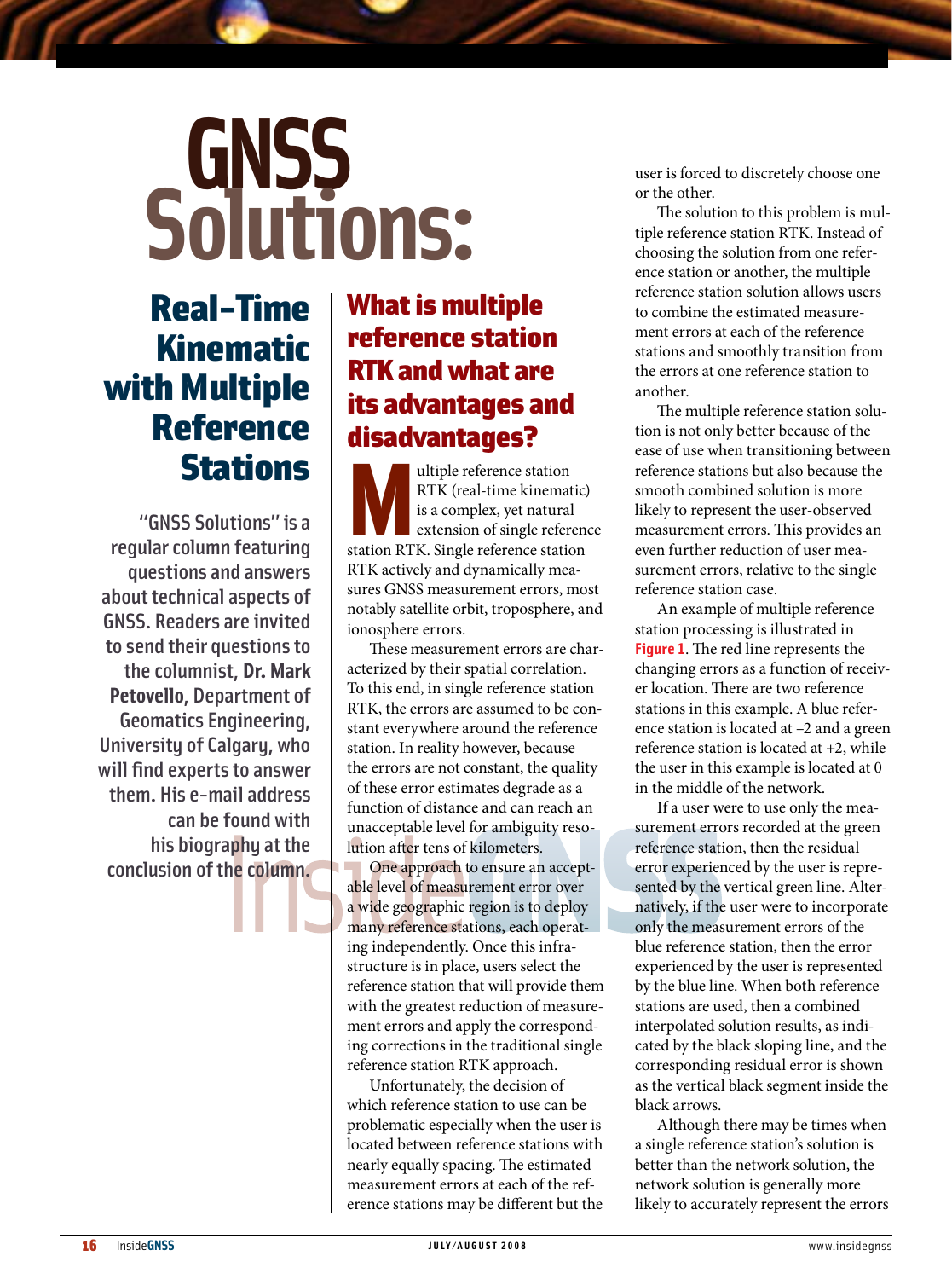# GNSS Solutions:

## Real-Time Kinematic with Multiple Reference Stations

"GNSS Solutions" is a regular column featuring questions and answers about technical aspects of GNSS. Readers are invited to send their questions to the columnist, **Dr. Mark Petovello**, Department of Geomatics Engineering, University of Calgary, who will find experts to answer them. His e-mail address can be found with his biography at the conclusion of the column.

## What is multiple reference station RTK and what are its advantages and disadvantages?

Multiple reference station RTK (real-time kinematic) is a complex, yet natural extension of single reference station RTK. Single reference station RTK actively and dynamically measures GNSS measurement errors, most notably satellite orbit, troposphere, and ionosphere errors.

These measurement errors are characterized by their spatial correlation. To this end, in single reference station RTK, the errors are assumed to be constant everywhere around the reference station. In reality however, because the errors are not constant, the quality of these error estimates degrade as a function of distance and can reach an unacceptable level for ambiguity resolution after tens of kilometers.

One approach to ensure an acceptable level of measurement error over a wide geographic region is to deploy many reference stations, each operating independently. Once this infrastructure is in place, users select the reference station that will provide them with the greatest reduction of measurement errors and apply the corresponding corrections in the traditional single reference station RTK approach.

Unfortunately, the decision of which reference station to use can be problematic especially when the user is located between reference stations with nearly equally spacing. The estimated measurement errors at each of the reference stations may be different but the user is forced to discretely choose one or the other.

The solution to this problem is multiple reference station RTK. Instead of choosing the solution from one reference station or another, the multiple reference station solution allows users to combine the estimated measurement errors at each of the reference stations and smoothly transition from the errors at one reference station to another.

The multiple reference station solution is not only better because of the ease of use when transitioning between reference stations but also because the smooth combined solution is more likely to represent the user-observed measurement errors. This provides an even further reduction of user measurement errors, relative to the single reference station case.

An example of multiple reference station processing is illustrated in **Figure 1**. The red line represents the changing errors as a function of receiver location. There are two reference stations in this example. A blue reference station is located at –2 and a green reference station is located at +2, while the user in this example is located at 0 in the middle of the network.

If a user were to use only the measurement errors recorded at the green reference station, then the residual error experienced by the user is represented by the vertical green line. Alternatively, if the user were to incorporate only the measurement errors of the blue reference station, then the error experienced by the user is represented by the blue line. When both reference stations are used, then a combined interpolated solution results, as indicated by the black sloping line, and the corresponding residual error is shown as the vertical black segment inside the black arrows.

Although there may be times when a single reference station's solution is better than the network solution, the network solution is generally more likely to accurately represent the errors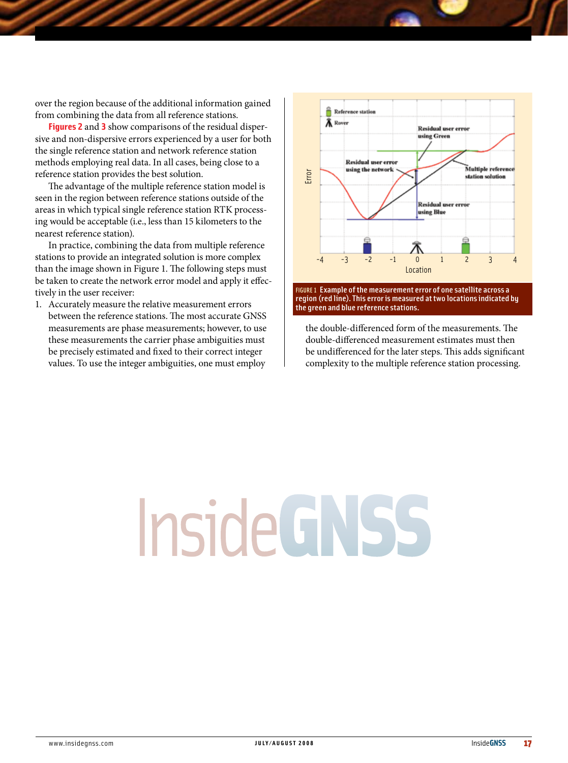over the region because of the additional information gained from combining the data from all reference stations.

**Figures 2** and **3** show comparisons of the residual dispersive and non-dispersive errors experienced by a user for both the single reference station and network reference station methods employing real data. In all cases, being close to a reference station provides the best solution.

The advantage of the multiple reference station model is seen in the region between reference stations outside of the areas in which typical single reference station RTK processing would be acceptable (i.e., less than 15 kilometers to the nearest reference station).

In practice, combining the data from multiple reference stations to provide an integrated solution is more complex than the image shown in Figure 1. The following steps must be taken to create the network error model and apply it effectively in the user receiver:

1. Accurately measure the relative measurement errors between the reference stations. The most accurate GNSS measurements are phase measurements; however, to use these measurements the carrier phase ambiguities must be precisely estimated and fixed to their correct integer values. To use the integer ambiguities, one must employ the double-differenced form of the measurements. The double-differenced measurement estimates must then be undifferenced for the later steps. This adds significant complexity to the multiple reference station processing.

FIGURE 1 Example of the measurement error of one satellite across a region (red line). This error is measured at two locations indicated by the green and blue reference stations.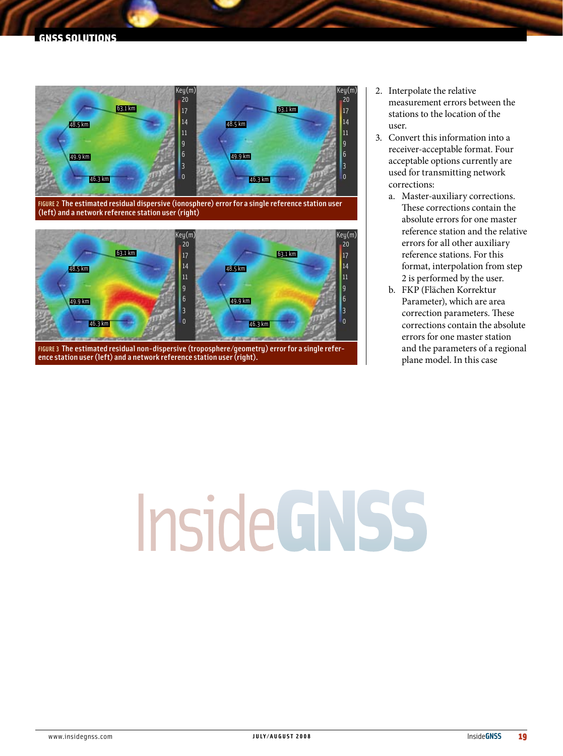FIGURE 2 The estimated residual dispersive (ionosphere) error for a single reference station user (left) and a network reference station user (right)

FIGURE 3 The estimated residual non-dispersive (troposphere/geometry) error for a single reference station user (left) and a network reference station user (right).

2. Interpolate the relative measurement errors between the stations to the location of the user.
3. Convert this information into a receiver-acceptable format. Four acceptable options currently are used for transmitting network corrections:
   a. Master-auxiliary corrections. These corrections contain the absolute errors for one master reference station and the relative errors for all other auxiliary reference stations. For this format, interpolation from step 2 is performed by the user.
   b. FKP (Flächen Korrektur Parameter), which are area correction parameters. These corrections contain the absolute errors for one master station and the parameters of a regional plane model. In this case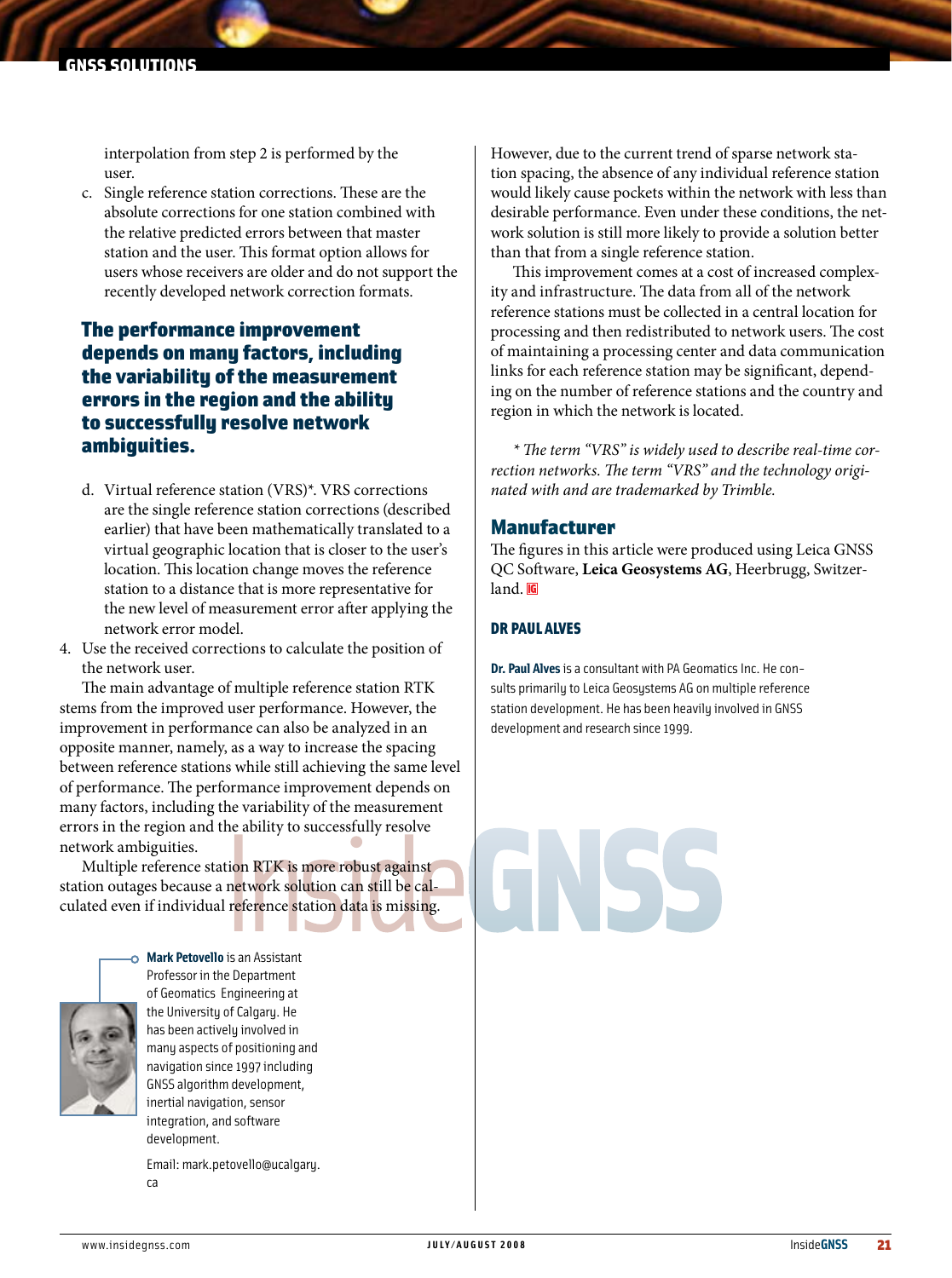interpolation from step 2 is performed by the user.

c. Single reference station corrections. These are the absolute corrections for one station combined with the relative predicted errors between that master station and the user. This format option allows for users whose receivers are older and do not support the recently developed network correction formats.

**The performance improvement depends on many factors, including the variability of the measurement errors in the region and the ability to successfully resolve network ambiguities.**

d. Virtual reference station (VRS)*. VRS corrections are the single reference station corrections (described earlier) that have been mathematically translated to a virtual geographic location that is closer to the user's location. This location change moves the reference station to a distance that is more representative for the new level of measurement error after applying the network error model.

4. Use the received corrections to calculate the position of the network user.

The main advantage of multiple reference station RTK stems from the improved user performance. However, the improvement in performance can also be analyzed in an opposite manner, namely, as a way to increase the spacing between reference stations while still achieving the same level of performance. The performance improvement depends on many factors, including the variability of the measurement errors in the region and the ability to successfully resolve network ambiguities.

Multiple reference station RTK is more robust against station outages because a network solution can still be calculated even if individual reference station data is missing. However, due to the current trend of sparse network station spacing, the absence of any individual reference station would likely cause pockets within the network with less than desirable performance. Even under these conditions, the network solution is still more likely to provide a solution better than that from a single reference station.

This improvement comes at a cost of increased complexity and infrastructure. The data from all of the network reference stations must be collected in a central location for processing and then redistributed to network users. The cost of maintaining a processing center and data communication links for each reference station may be significant, depending on the number of reference stations and the country and region in which the network is located.

*\* The term "VRS" is widely used to describe real-time correction networks. The term "VRS" and the technology originated with and are trademarked by Trimble.*

## Manufacturer

The figures in this article were produced using Leica GNSS QC Software, **Leica Geosystems AG**, Heerbrugg, Switzerland.

### DR PAUL ALVES

**Dr. Paul Alves** is a consultant with PA Geomatics Inc. He consults primarily to Leica Geosystems AG on multiple reference station development. He has been heavily involved in GNSS development and research since 1999.

**Mark Petovello** is an Assistant Professor in the Department of Geomatics Engineering at the University of Calgary. He has been actively involved in many aspects of positioning and navigation since 1997 including GNSS algorithm development, inertial navigation, sensor integration, and software development.

Email: mark.petovello@ucalgary.ca